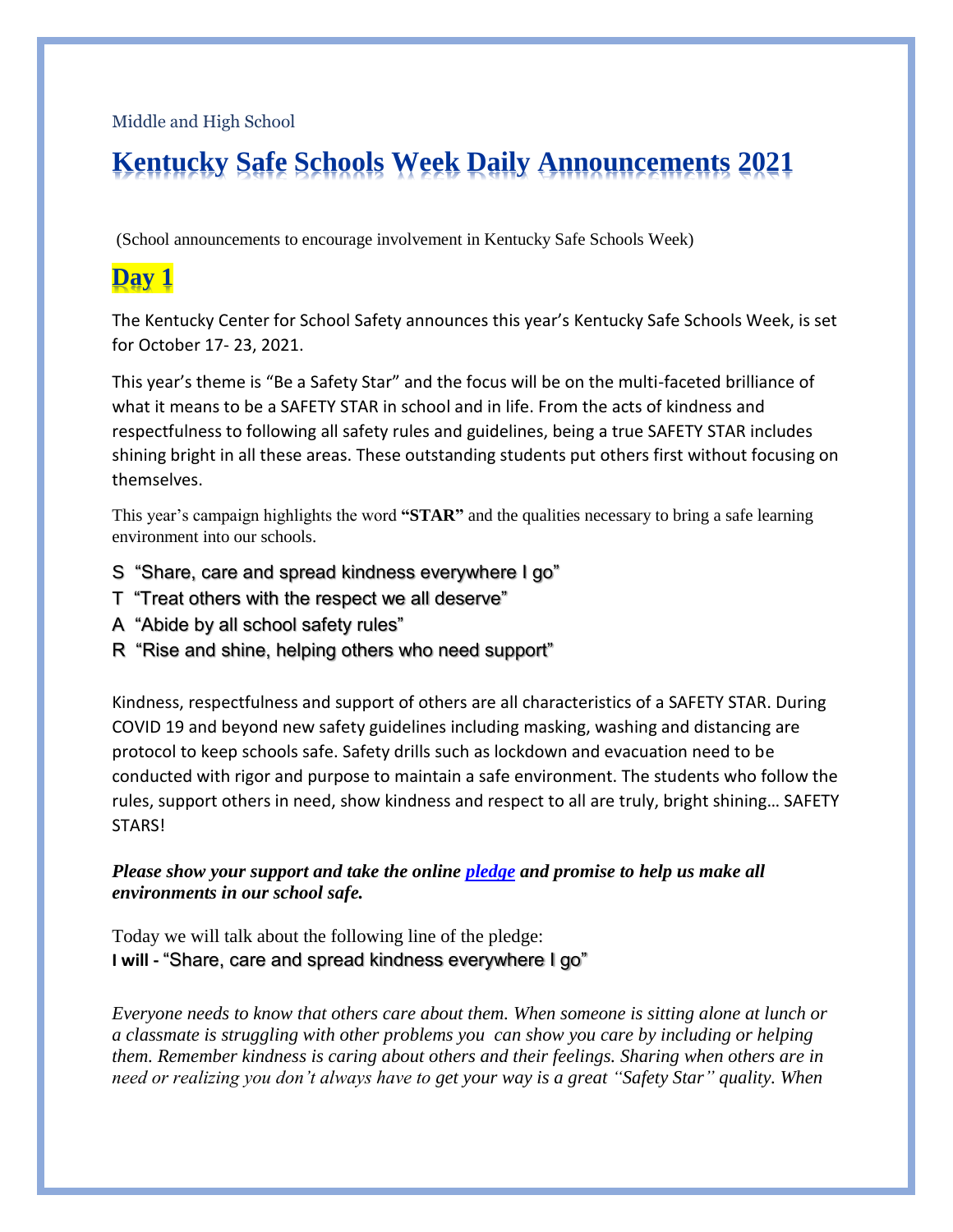Middle and High School

# Kentucky Safe Schools Week Daily Announcements 2021

(School announcements to encourage involvement in Kentucky Safe Schools Week)

## Day 1

The Kentucky Center for School Safety announces this year's Kentucky Safe Schools Week, is set for October 17- 23, 2021.

This year's theme is "Be a Safety Star" and the focus will be on the multi-faceted brilliance of what it means to be a SAFETY STAR in school and in life. From the acts of kindness and respectfulness to following all safety rules and guidelines, being a true SAFETY STAR includes shining bright in all these areas. These outstanding students put others first without focusing on themselves.

This year's campaign highlights the word **"STAR"** and the qualities necessary to bring a safe learning environment into our schools.

S "Share, care and spread kindness everywhere I go"
T "Treat others with the respect we all deserve"
A "Abide by all school safety rules"
R "Rise and shine, helping others who need support"

Kindness, respectfulness and support of others are all characteristics of a SAFETY STAR. During COVID 19 and beyond new safety guidelines including masking, washing and distancing are protocol to keep schools safe. Safety drills such as lockdown and evacuation need to be conducted with rigor and purpose to maintain a safe environment. The students who follow the rules, support others in need, show kindness and respect to all are truly, bright shining… SAFETY STARS!

***Please show your support and take the online pledge and promise to help us make all environments in our school safe.***

Today we will talk about the following line of the pledge:
**I will -** "Share, care and spread kindness everywhere I go"

*Everyone needs to know that others care about them. When someone is sitting alone at lunch or a classmate is struggling with other problems you can show you care by including or helping them. Remember kindness is caring about others and their feelings. Sharing when others are in need or realizing you don't always have to get your way is a great "Safety Star" quality. When*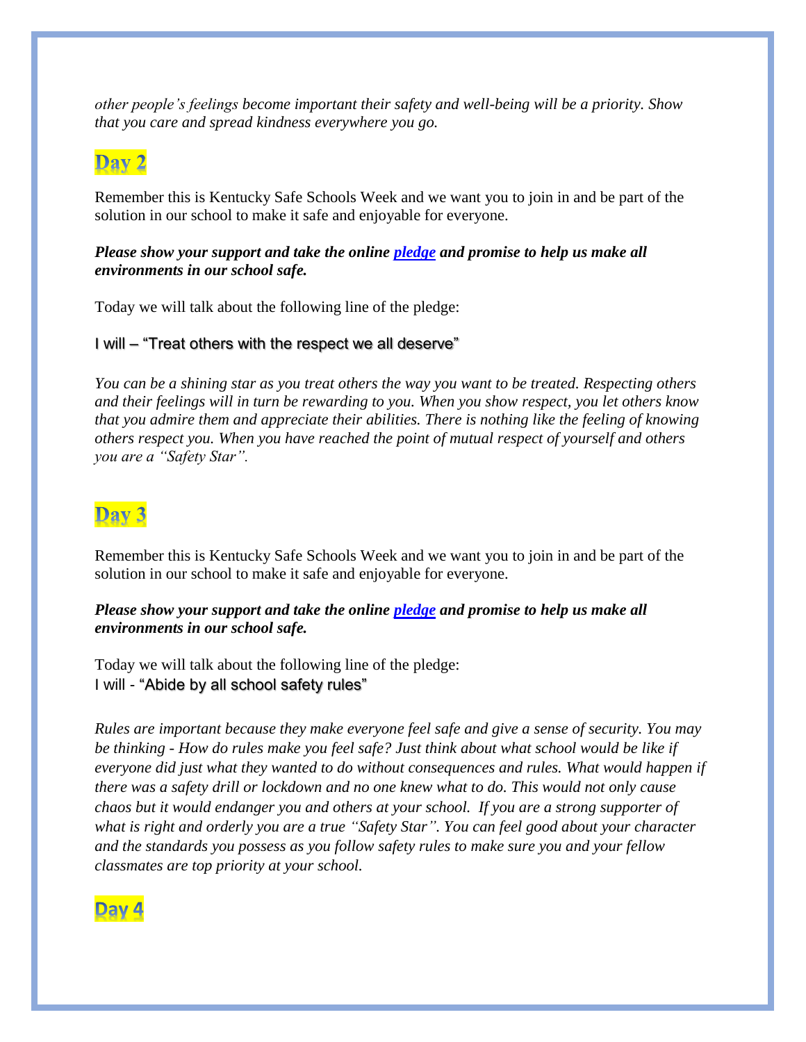*other people's feelings become important their safety and well-being will be a priority. Show that you care and spread kindness everywhere you go.*

## Day 2

Remember this is Kentucky Safe Schools Week and we want you to join in and be part of the solution in our school to make it safe and enjoyable for everyone.

***Please show your support and take the online pledge and promise to help us make all environments in our school safe.***

Today we will talk about the following line of the pledge:

I will – "Treat others with the respect we all deserve"

*You can be a shining star as you treat others the way you want to be treated. Respecting others and their feelings will in turn be rewarding to you. When you show respect, you let others know that you admire them and appreciate their abilities. There is nothing like the feeling of knowing others respect you. When you have reached the point of mutual respect of yourself and others you are a "Safety Star".*

## Day 3

Remember this is Kentucky Safe Schools Week and we want you to join in and be part of the solution in our school to make it safe and enjoyable for everyone.

***Please show your support and take the online pledge and promise to help us make all environments in our school safe.***

Today we will talk about the following line of the pledge:
I will - "Abide by all school safety rules"

*Rules are important because they make everyone feel safe and give a sense of security. You may be thinking - How do rules make you feel safe? Just think about what school would be like if everyone did just what they wanted to do without consequences and rules. What would happen if there was a safety drill or lockdown and no one knew what to do. This would not only cause chaos but it would endanger you and others at your school. If you are a strong supporter of what is right and orderly you are a true "Safety Star". You can feel good about your character and the standards you possess as you follow safety rules to make sure you and your fellow classmates are top priority at your school.*

## Day 4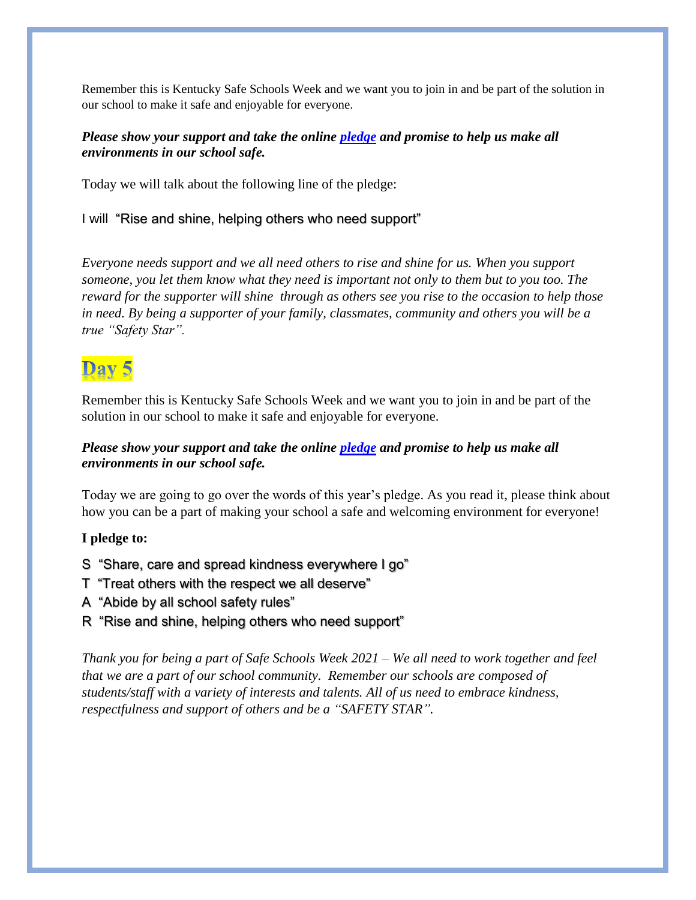Remember this is Kentucky Safe Schools Week and we want you to join in and be part of the solution in our school to make it safe and enjoyable for everyone.

***Please show your support and take the online [pledge](pledge) and promise to help us make all environments in our school safe.***

Today we will talk about the following line of the pledge:

I will "Rise and shine, helping others who need support"

*Everyone needs support and we all need others to rise and shine for us. When you support someone, you let them know what they need is important not only to them but to you too. The reward for the supporter will shine through as others see you rise to the occasion to help those in need. By being a supporter of your family, classmates, community and others you will be a true "Safety Star".*

## Day 5

Remember this is Kentucky Safe Schools Week and we want you to join in and be part of the solution in our school to make it safe and enjoyable for everyone.

***Please show your support and take the online [pledge](pledge) and promise to help us make all environments in our school safe.***

Today we are going to go over the words of this year's pledge. As you read it, please think about how you can be a part of making your school a safe and welcoming environment for everyone!

**I pledge to:**

S "Share, care and spread kindness everywhere I go"
T "Treat others with the respect we all deserve"
A "Abide by all school safety rules"
R "Rise and shine, helping others who need support"

*Thank you for being a part of Safe Schools Week 2021 – We all need to work together and feel that we are a part of our school community. Remember our schools are composed of students/staff with a variety of interests and talents. All of us need to embrace kindness, respectfulness and support of others and be a "SAFETY STAR".*